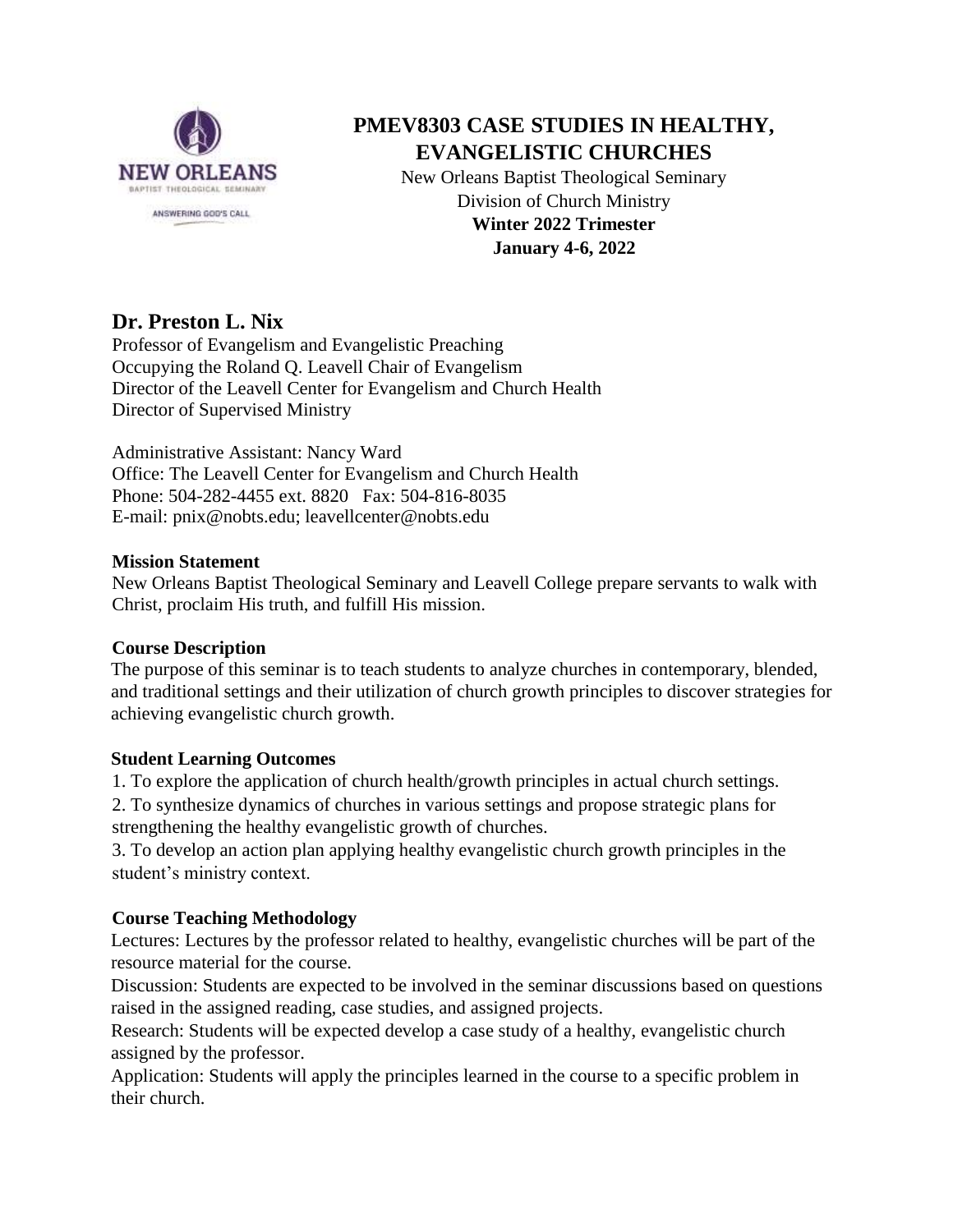# PMEV8303 CASE STUDIES IN HEALTHY, EVANGELISTIC CHURCHES

New Orleans Baptist Theological Seminary
Division of Church Ministry
**Winter 2022 Trimester**
**January 4-6, 2022**

## Dr. Preston L. Nix

Professor of Evangelism and Evangelistic Preaching
Occupying the Roland Q. Leavell Chair of Evangelism
Director of the Leavell Center for Evangelism and Church Health
Director of Supervised Ministry

Administrative Assistant: Nancy Ward
Office: The Leavell Center for Evangelism and Church Health
Phone: 504-282-4455 ext. 8820 Fax: 504-816-8035
E-mail: pnix@nobts.edu; leavellcenter@nobts.edu

### Mission Statement

New Orleans Baptist Theological Seminary and Leavell College prepare servants to walk with Christ, proclaim His truth, and fulfill His mission.

### Course Description

The purpose of this seminar is to teach students to analyze churches in contemporary, blended, and traditional settings and their utilization of church growth principles to discover strategies for achieving evangelistic church growth.

### Student Learning Outcomes

1. To explore the application of church health/growth principles in actual church settings.
2. To synthesize dynamics of churches in various settings and propose strategic plans for strengthening the healthy evangelistic growth of churches.
3. To develop an action plan applying healthy evangelistic church growth principles in the student's ministry context.

### Course Teaching Methodology

Lectures: Lectures by the professor related to healthy, evangelistic churches will be part of the resource material for the course.

Discussion: Students are expected to be involved in the seminar discussions based on questions raised in the assigned reading, case studies, and assigned projects.

Research: Students will be expected develop a case study of a healthy, evangelistic church assigned by the professor.

Application: Students will apply the principles learned in the course to a specific problem in their church.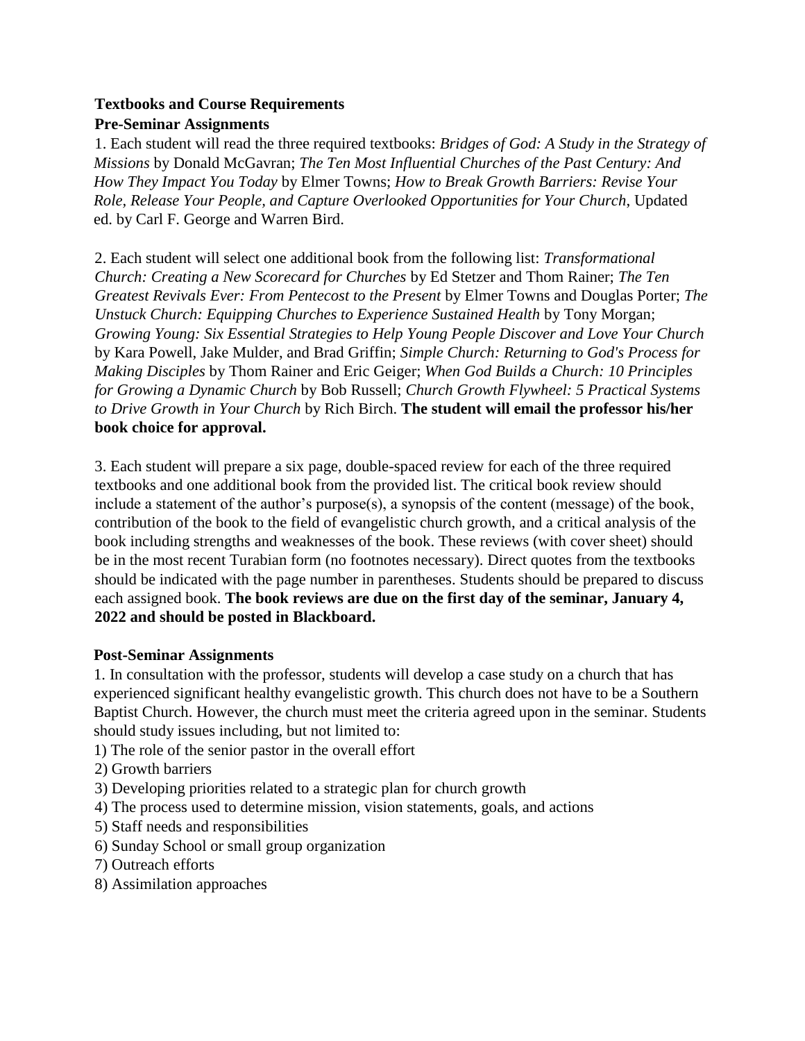**Textbooks and Course Requirements**

**Pre-Seminar Assignments**

1. Each student will read the three required textbooks: *Bridges of God: A Study in the Strategy of Missions* by Donald McGavran; *The Ten Most Influential Churches of the Past Century: And How They Impact You Today* by Elmer Towns; *How to Break Growth Barriers: Revise Your Role, Release Your People, and Capture Overlooked Opportunities for Your Church*, Updated ed. by Carl F. George and Warren Bird.

2. Each student will select one additional book from the following list: *Transformational Church: Creating a New Scorecard for Churches* by Ed Stetzer and Thom Rainer; *The Ten Greatest Revivals Ever: From Pentecost to the Present* by Elmer Towns and Douglas Porter; *The Unstuck Church: Equipping Churches to Experience Sustained Health* by Tony Morgan; *Growing Young: Six Essential Strategies to Help Young People Discover and Love Your Church* by Kara Powell, Jake Mulder, and Brad Griffin; *Simple Church: Returning to God's Process for Making Disciples* by Thom Rainer and Eric Geiger; *When God Builds a Church: 10 Principles for Growing a Dynamic Church* by Bob Russell; *Church Growth Flywheel: 5 Practical Systems to Drive Growth in Your Church* by Rich Birch. **The student will email the professor his/her book choice for approval.**

3. Each student will prepare a six page, double-spaced review for each of the three required textbooks and one additional book from the provided list. The critical book review should include a statement of the author's purpose(s), a synopsis of the content (message) of the book, contribution of the book to the field of evangelistic church growth, and a critical analysis of the book including strengths and weaknesses of the book. These reviews (with cover sheet) should be in the most recent Turabian form (no footnotes necessary). Direct quotes from the textbooks should be indicated with the page number in parentheses. Students should be prepared to discuss each assigned book. **The book reviews are due on the first day of the seminar, January 4, 2022 and should be posted in Blackboard.**

**Post-Seminar Assignments**

1. In consultation with the professor, students will develop a case study on a church that has experienced significant healthy evangelistic growth. This church does not have to be a Southern Baptist Church. However, the church must meet the criteria agreed upon in the seminar. Students should study issues including, but not limited to:

1) The role of the senior pastor in the overall effort
2) Growth barriers
3) Developing priorities related to a strategic plan for church growth
4) The process used to determine mission, vision statements, goals, and actions
5) Staff needs and responsibilities
6) Sunday School or small group organization
7) Outreach efforts
8) Assimilation approaches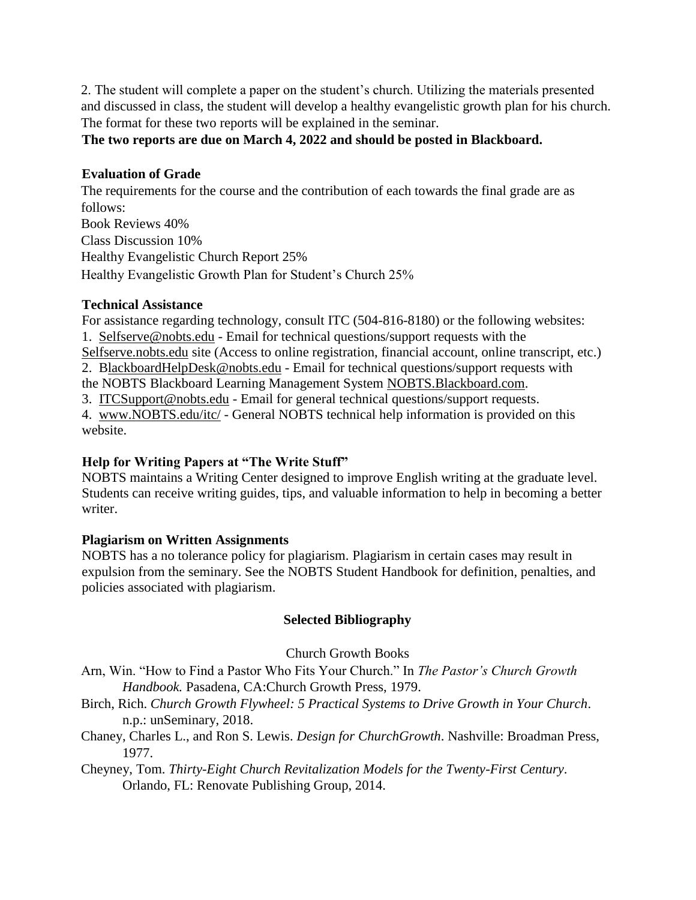2. The student will complete a paper on the student's church. Utilizing the materials presented and discussed in class, the student will develop a healthy evangelistic growth plan for his church. The format for these two reports will be explained in the seminar.

**The two reports are due on March 4, 2022 and should be posted in Blackboard.**

### Evaluation of Grade

The requirements for the course and the contribution of each towards the final grade are as follows:

Book Reviews 40%
Class Discussion 10%
Healthy Evangelistic Church Report 25%
Healthy Evangelistic Growth Plan for Student's Church 25%

### Technical Assistance

For assistance regarding technology, consult ITC (504-816-8180) or the following websites:

1. Selfserve@nobts.edu - Email for technical questions/support requests with the Selfserve.nobts.edu site (Access to online registration, financial account, online transcript, etc.)
2. BlackboardHelpDesk@nobts.edu - Email for technical questions/support requests with the NOBTS Blackboard Learning Management System NOBTS.Blackboard.com.
3. ITCSupport@nobts.edu - Email for general technical questions/support requests.
4. www.NOBTS.edu/itc/ - General NOBTS technical help information is provided on this website.

### Help for Writing Papers at "The Write Stuff"

NOBTS maintains a Writing Center designed to improve English writing at the graduate level. Students can receive writing guides, tips, and valuable information to help in becoming a better writer.

### Plagiarism on Written Assignments

NOBTS has a no tolerance policy for plagiarism. Plagiarism in certain cases may result in expulsion from the seminary. See the NOBTS Student Handbook for definition, penalties, and policies associated with plagiarism.

## Selected Bibliography

Church Growth Books

Arn, Win. "How to Find a Pastor Who Fits Your Church." In *The Pastor's Church Growth Handbook.* Pasadena, CA:Church Growth Press, 1979.

Birch, Rich. *Church Growth Flywheel: 5 Practical Systems to Drive Growth in Your Church*. n.p.: unSeminary, 2018.

Chaney, Charles L., and Ron S. Lewis. *Design for ChurchGrowth*. Nashville: Broadman Press, 1977.

Cheyney, Tom. *Thirty-Eight Church Revitalization Models for the Twenty-First Century*. Orlando, FL: Renovate Publishing Group, 2014.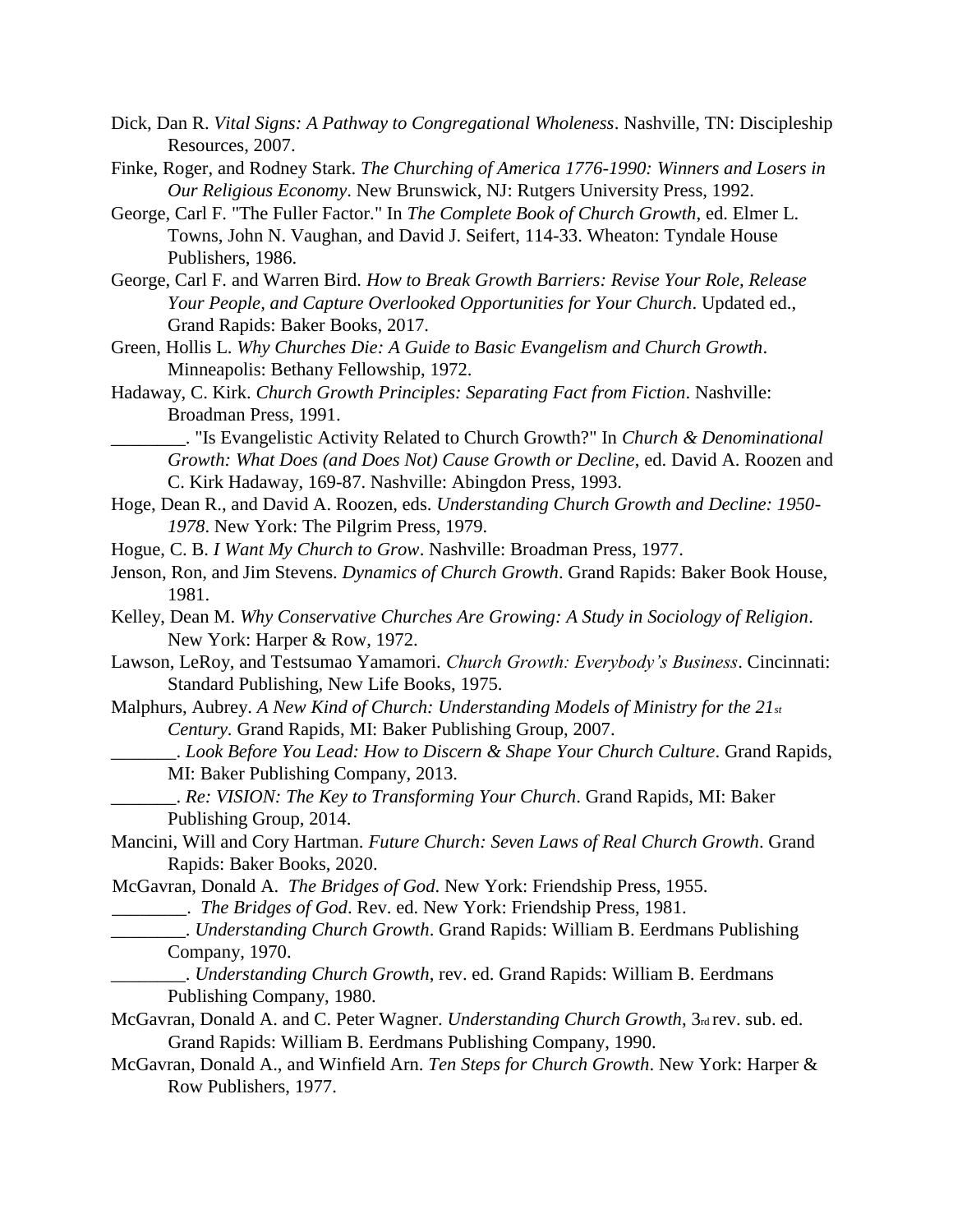Dick, Dan R. *Vital Signs: A Pathway to Congregational Wholeness*. Nashville, TN: Discipleship Resources, 2007.

Finke, Roger, and Rodney Stark. *The Churching of America 1776-1990: Winners and Losers in Our Religious Economy*. New Brunswick, NJ: Rutgers University Press, 1992.

George, Carl F. "The Fuller Factor." In *The Complete Book of Church Growth*, ed. Elmer L. Towns, John N. Vaughan, and David J. Seifert, 114-33. Wheaton: Tyndale House Publishers, 1986.

George, Carl F. and Warren Bird. *How to Break Growth Barriers: Revise Your Role, Release Your People, and Capture Overlooked Opportunities for Your Church*. Updated ed., Grand Rapids: Baker Books, 2017.

Green, Hollis L. *Why Churches Die: A Guide to Basic Evangelism and Church Growth*. Minneapolis: Bethany Fellowship, 1972.

Hadaway, C. Kirk. *Church Growth Principles: Separating Fact from Fiction*. Nashville: Broadman Press, 1991.

________. "Is Evangelistic Activity Related to Church Growth?" In *Church & Denominational Growth: What Does (and Does Not) Cause Growth or Decline*, ed. David A. Roozen and C. Kirk Hadaway, 169-87. Nashville: Abingdon Press, 1993.

Hoge, Dean R., and David A. Roozen, eds. *Understanding Church Growth and Decline: 1950-1978*. New York: The Pilgrim Press, 1979.

Hogue, C. B. *I Want My Church to Grow*. Nashville: Broadman Press, 1977.

Jenson, Ron, and Jim Stevens. *Dynamics of Church Growth*. Grand Rapids: Baker Book House, 1981.

Kelley, Dean M. *Why Conservative Churches Are Growing: A Study in Sociology of Religion*. New York: Harper & Row, 1972.

Lawson, LeRoy, and Testsumao Yamamori. *Church Growth: Everybody's Business*. Cincinnati: Standard Publishing, New Life Books, 1975.

Malphurs, Aubrey. *A New Kind of Church: Understanding Models of Ministry for the 21st Century.* Grand Rapids, MI: Baker Publishing Group, 2007.

_______. *Look Before You Lead: How to Discern & Shape Your Church Culture*. Grand Rapids, MI: Baker Publishing Company, 2013.

_______. *Re: VISION: The Key to Transforming Your Church*. Grand Rapids, MI: Baker Publishing Group, 2014.

Mancini, Will and Cory Hartman. *Future Church: Seven Laws of Real Church Growth*. Grand Rapids: Baker Books, 2020.

McGavran, Donald A. *The Bridges of God*. New York: Friendship Press, 1955.

________. *The Bridges of God*. Rev. ed. New York: Friendship Press, 1981.

________. *Understanding Church Growth*. Grand Rapids: William B. Eerdmans Publishing Company, 1970.

________. *Understanding Church Growth*, rev. ed. Grand Rapids: William B. Eerdmans Publishing Company, 1980.

McGavran, Donald A. and C. Peter Wagner. *Understanding Church Growth*, 3rd rev. sub. ed. Grand Rapids: William B. Eerdmans Publishing Company, 1990.

McGavran, Donald A., and Winfield Arn. *Ten Steps for Church Growth*. New York: Harper & Row Publishers, 1977.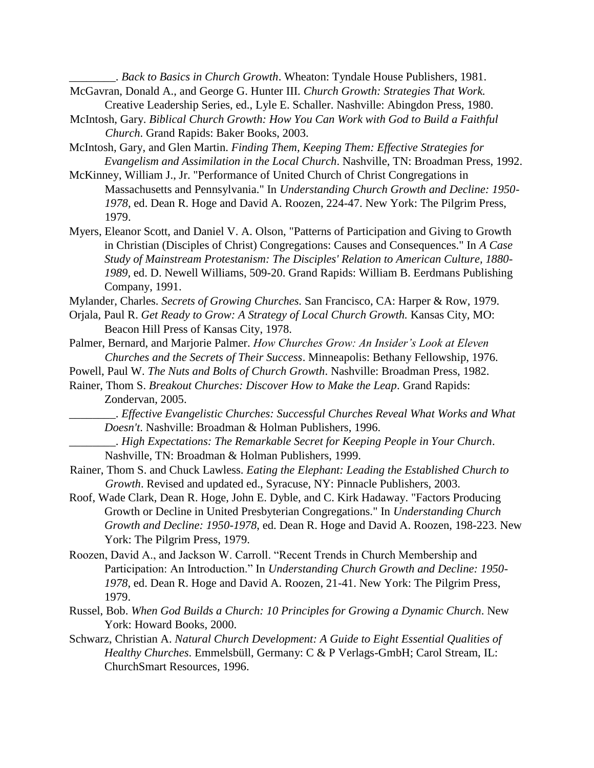________. *Back to Basics in Church Growth*. Wheaton: Tyndale House Publishers, 1981.

McGavran, Donald A., and George G. Hunter III. *Church Growth: Strategies That Work.* Creative Leadership Series, ed., Lyle E. Schaller. Nashville: Abingdon Press, 1980.

McIntosh, Gary. *Biblical Church Growth: How You Can Work with God to Build a Faithful Church*. Grand Rapids: Baker Books, 2003.

McIntosh, Gary, and Glen Martin. *Finding Them, Keeping Them: Effective Strategies for Evangelism and Assimilation in the Local Church*. Nashville, TN: Broadman Press, 1992.

McKinney, William J., Jr. "Performance of United Church of Christ Congregations in Massachusetts and Pennsylvania." In *Understanding Church Growth and Decline: 1950-1978*, ed. Dean R. Hoge and David A. Roozen, 224-47. New York: The Pilgrim Press, 1979.

Myers, Eleanor Scott, and Daniel V. A. Olson, "Patterns of Participation and Giving to Growth in Christian (Disciples of Christ) Congregations: Causes and Consequences." In *A Case Study of Mainstream Protestanism: The Disciples' Relation to American Culture, 1880-1989*, ed. D. Newell Williams, 509-20. Grand Rapids: William B. Eerdmans Publishing Company, 1991.

Mylander, Charles. *Secrets of Growing Churches.* San Francisco, CA: Harper & Row, 1979.

Orjala, Paul R. *Get Ready to Grow: A Strategy of Local Church Growth.* Kansas City, MO: Beacon Hill Press of Kansas City, 1978.

Palmer, Bernard, and Marjorie Palmer. *How Churches Grow: An Insider's Look at Eleven Churches and the Secrets of Their Success*. Minneapolis: Bethany Fellowship, 1976.

Powell, Paul W. *The Nuts and Bolts of Church Growth*. Nashville: Broadman Press, 1982.

Rainer, Thom S. *Breakout Churches: Discover How to Make the Leap*. Grand Rapids: Zondervan, 2005.

________. *Effective Evangelistic Churches: Successful Churches Reveal What Works and What Doesn't*. Nashville: Broadman & Holman Publishers, 1996.

________. *High Expectations: The Remarkable Secret for Keeping People in Your Church*. Nashville, TN: Broadman & Holman Publishers, 1999.

Rainer, Thom S. and Chuck Lawless. *Eating the Elephant: Leading the Established Church to Growth*. Revised and updated ed., Syracuse, NY: Pinnacle Publishers, 2003.

Roof, Wade Clark, Dean R. Hoge, John E. Dyble, and C. Kirk Hadaway. "Factors Producing Growth or Decline in United Presbyterian Congregations." In *Understanding Church Growth and Decline: 1950-1978*, ed. Dean R. Hoge and David A. Roozen, 198-223. New York: The Pilgrim Press, 1979.

Roozen, David A., and Jackson W. Carroll. "Recent Trends in Church Membership and Participation: An Introduction." In *Understanding Church Growth and Decline: 1950-1978*, ed. Dean R. Hoge and David A. Roozen, 21-41. New York: The Pilgrim Press, 1979.

Russel, Bob. *When God Builds a Church: 10 Principles for Growing a Dynamic Church*. New York: Howard Books, 2000.

Schwarz, Christian A. *Natural Church Development: A Guide to Eight Essential Qualities of Healthy Churches*. Emmelsbüll, Germany: C & P Verlags-GmbH; Carol Stream, IL: ChurchSmart Resources, 1996.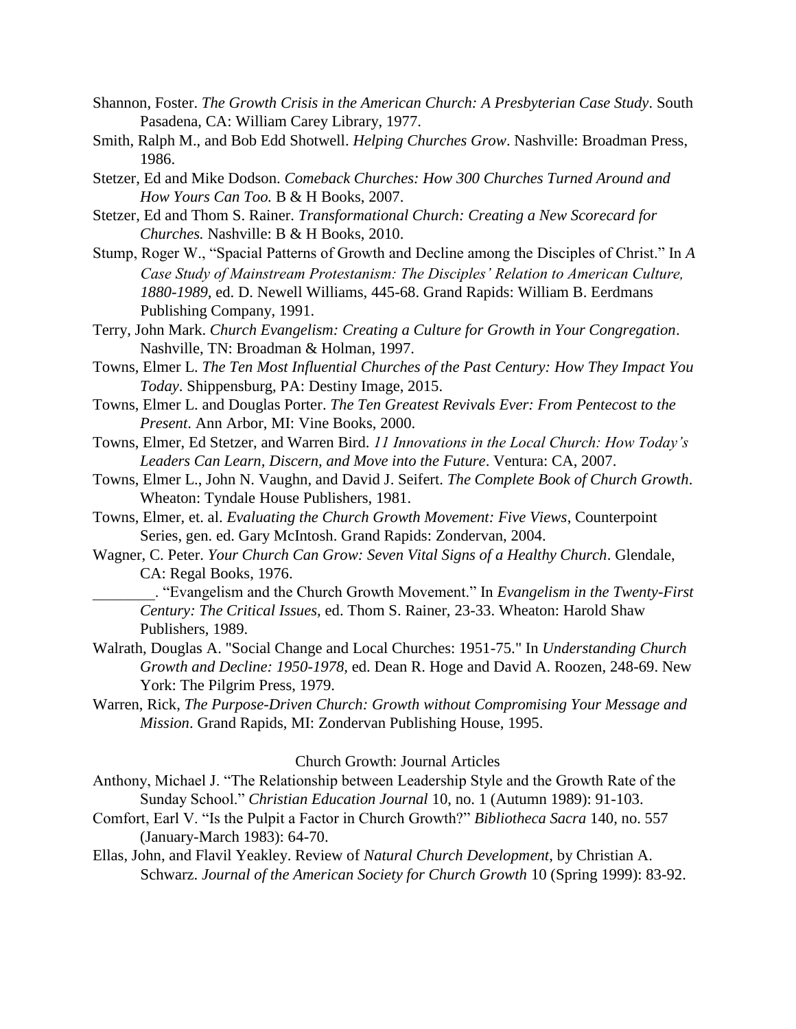Shannon, Foster. *The Growth Crisis in the American Church: A Presbyterian Case Study*. South Pasadena, CA: William Carey Library, 1977.

Smith, Ralph M., and Bob Edd Shotwell. *Helping Churches Grow*. Nashville: Broadman Press, 1986.

Stetzer, Ed and Mike Dodson. *Comeback Churches: How 300 Churches Turned Around and How Yours Can Too.* B & H Books, 2007.

Stetzer, Ed and Thom S. Rainer. *Transformational Church: Creating a New Scorecard for Churches.* Nashville: B & H Books, 2010.

Stump, Roger W., "Spacial Patterns of Growth and Decline among the Disciples of Christ." In *A Case Study of Mainstream Protestanism: The Disciples' Relation to American Culture, 1880-1989*, ed. D. Newell Williams, 445-68. Grand Rapids: William B. Eerdmans Publishing Company, 1991.

Terry, John Mark. *Church Evangelism: Creating a Culture for Growth in Your Congregation*. Nashville, TN: Broadman & Holman, 1997.

Towns, Elmer L. *The Ten Most Influential Churches of the Past Century: How They Impact You Today*. Shippensburg, PA: Destiny Image, 2015.

Towns, Elmer L. and Douglas Porter. *The Ten Greatest Revivals Ever: From Pentecost to the Present*. Ann Arbor, MI: Vine Books, 2000.

Towns, Elmer, Ed Stetzer, and Warren Bird. *11 Innovations in the Local Church: How Today's Leaders Can Learn, Discern, and Move into the Future*. Ventura: CA, 2007.

Towns, Elmer L., John N. Vaughn, and David J. Seifert. *The Complete Book of Church Growth*. Wheaton: Tyndale House Publishers, 1981.

Towns, Elmer, et. al. *Evaluating the Church Growth Movement: Five Views*, Counterpoint Series, gen. ed. Gary McIntosh. Grand Rapids: Zondervan, 2004.

Wagner, C. Peter. *Your Church Can Grow: Seven Vital Signs of a Healthy Church*. Glendale, CA: Regal Books, 1976.

________. "Evangelism and the Church Growth Movement." In *Evangelism in the Twenty-First Century: The Critical Issues,* ed. Thom S. Rainer, 23-33. Wheaton: Harold Shaw Publishers, 1989.

Walrath, Douglas A. "Social Change and Local Churches: 1951-75." In *Understanding Church Growth and Decline: 1950-1978*, ed. Dean R. Hoge and David A. Roozen, 248-69. New York: The Pilgrim Press, 1979.

Warren, Rick, *The Purpose-Driven Church: Growth without Compromising Your Message and Mission*. Grand Rapids, MI: Zondervan Publishing House, 1995.

## Church Growth: Journal Articles

Anthony, Michael J. "The Relationship between Leadership Style and the Growth Rate of the Sunday School." *Christian Education Journal* 10, no. 1 (Autumn 1989): 91-103.

Comfort, Earl V. "Is the Pulpit a Factor in Church Growth?" *Bibliotheca Sacra* 140, no. 557 (January-March 1983): 64-70.

Ellas, John, and Flavil Yeakley. Review of *Natural Church Development*, by Christian A. Schwarz. *Journal of the American Society for Church Growth* 10 (Spring 1999): 83-92.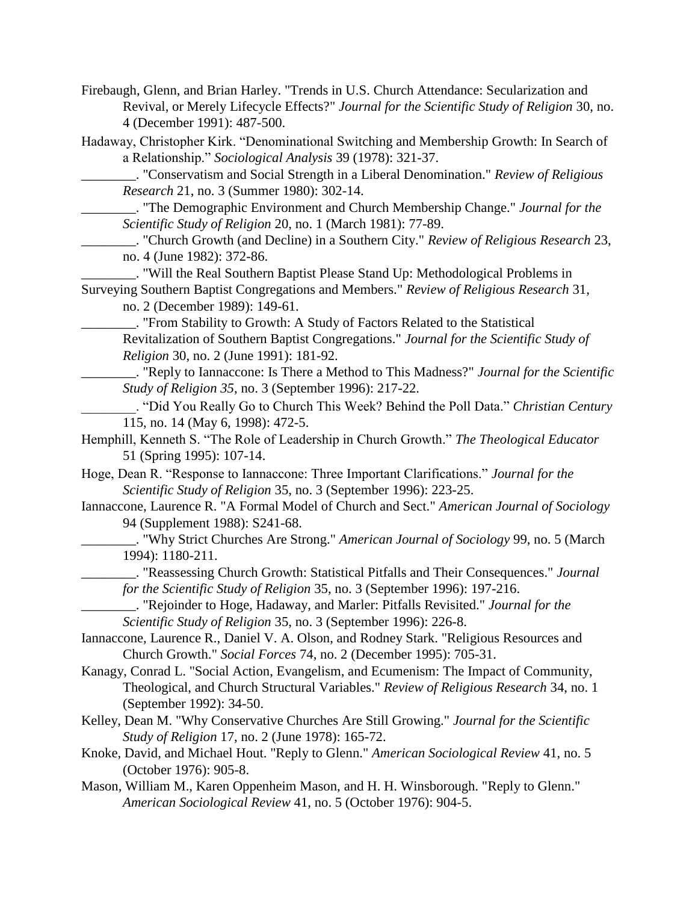Firebaugh, Glenn, and Brian Harley. "Trends in U.S. Church Attendance: Secularization and Revival, or Merely Lifecycle Effects?" *Journal for the Scientific Study of Religion* 30, no. 4 (December 1991): 487-500.

Hadaway, Christopher Kirk. "Denominational Switching and Membership Growth: In Search of a Relationship." *Sociological Analysis* 39 (1978): 321-37.

________. "Conservatism and Social Strength in a Liberal Denomination." *Review of Religious Research* 21, no. 3 (Summer 1980): 302-14.

________. "The Demographic Environment and Church Membership Change." *Journal for the Scientific Study of Religion* 20, no. 1 (March 1981): 77-89.

________. "Church Growth (and Decline) in a Southern City." *Review of Religious Research* 23, no. 4 (June 1982): 372-86.

________. "Will the Real Southern Baptist Please Stand Up: Methodological Problems in Surveying Southern Baptist Congregations and Members." *Review of Religious Research* 31, no. 2 (December 1989): 149-61.

________. "From Stability to Growth: A Study of Factors Related to the Statistical Revitalization of Southern Baptist Congregations." *Journal for the Scientific Study of Religion* 30, no. 2 (June 1991): 181-92.

________. "Reply to Iannaccone: Is There a Method to This Madness?" *Journal for the Scientific Study of Religion 35*, no. 3 (September 1996): 217-22.

________. "Did You Really Go to Church This Week? Behind the Poll Data." *Christian Century* 115, no. 14 (May 6, 1998): 472-5.

Hemphill, Kenneth S. "The Role of Leadership in Church Growth." *The Theological Educator* 51 (Spring 1995): 107-14.

Hoge, Dean R. "Response to Iannaccone: Three Important Clarifications." *Journal for the Scientific Study of Religion* 35, no. 3 (September 1996): 223-25.

Iannaccone, Laurence R. "A Formal Model of Church and Sect." *American Journal of Sociology* 94 (Supplement 1988): S241-68.

________. "Why Strict Churches Are Strong." *American Journal of Sociology* 99, no. 5 (March 1994): 1180-211.

________. "Reassessing Church Growth: Statistical Pitfalls and Their Consequences." *Journal for the Scientific Study of Religion* 35, no. 3 (September 1996): 197-216.

________. "Rejoinder to Hoge, Hadaway, and Marler: Pitfalls Revisited." *Journal for the Scientific Study of Religion* 35, no. 3 (September 1996): 226-8.

Iannaccone, Laurence R., Daniel V. A. Olson, and Rodney Stark. "Religious Resources and Church Growth." *Social Forces* 74, no. 2 (December 1995): 705-31.

Kanagy, Conrad L. "Social Action, Evangelism, and Ecumenism: The Impact of Community, Theological, and Church Structural Variables." *Review of Religious Research* 34, no. 1 (September 1992): 34-50.

Kelley, Dean M. "Why Conservative Churches Are Still Growing." *Journal for the Scientific Study of Religion* 17, no. 2 (June 1978): 165-72.

Knoke, David, and Michael Hout. "Reply to Glenn." *American Sociological Review* 41, no. 5 (October 1976): 905-8.

Mason, William M., Karen Oppenheim Mason, and H. H. Winsborough. "Reply to Glenn." *American Sociological Review* 41, no. 5 (October 1976): 904-5.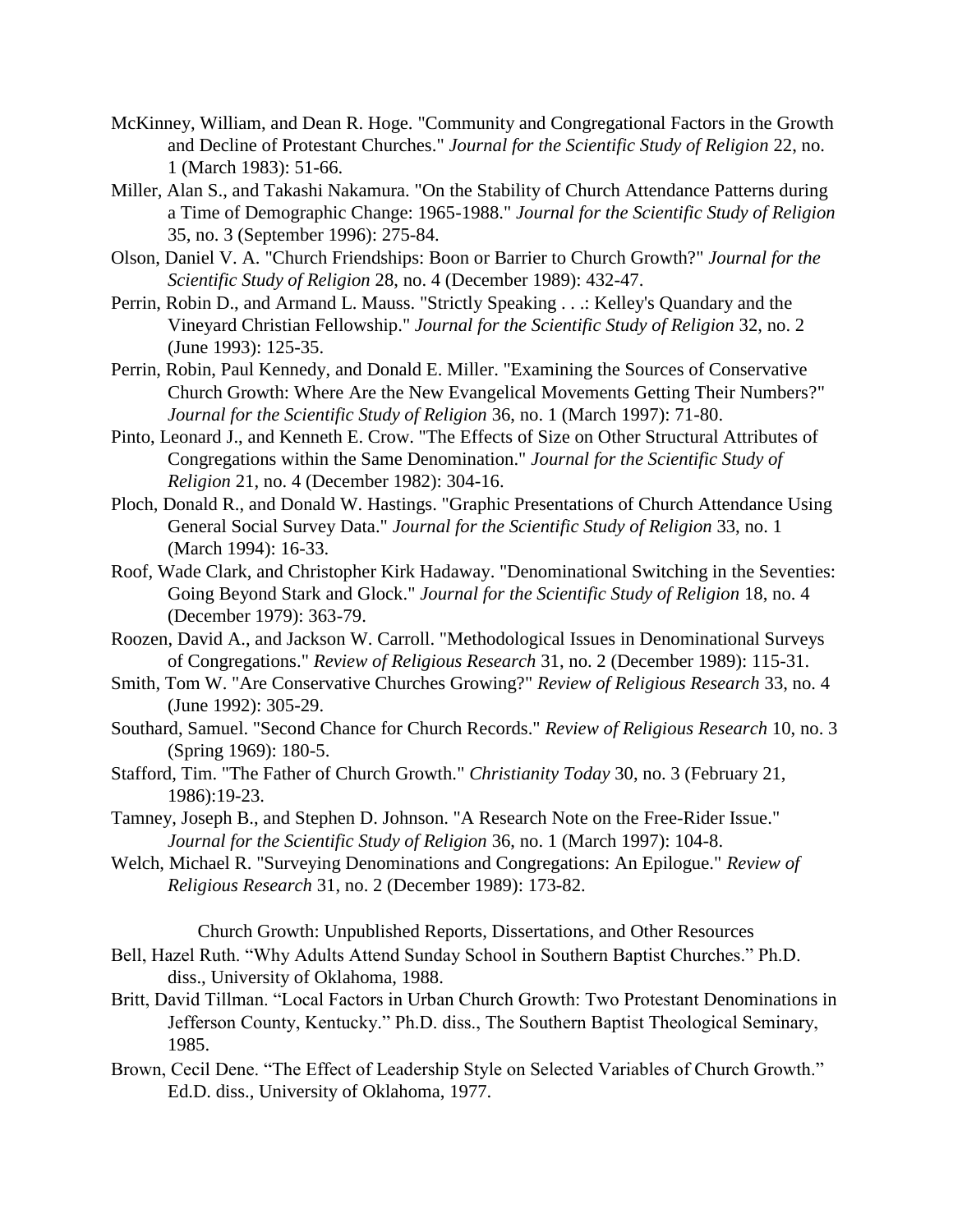McKinney, William, and Dean R. Hoge. "Community and Congregational Factors in the Growth and Decline of Protestant Churches." *Journal for the Scientific Study of Religion* 22, no. 1 (March 1983): 51-66.

Miller, Alan S., and Takashi Nakamura. "On the Stability of Church Attendance Patterns during a Time of Demographic Change: 1965-1988." *Journal for the Scientific Study of Religion* 35, no. 3 (September 1996): 275-84.

Olson, Daniel V. A. "Church Friendships: Boon or Barrier to Church Growth?" *Journal for the Scientific Study of Religion* 28, no. 4 (December 1989): 432-47.

Perrin, Robin D., and Armand L. Mauss. "Strictly Speaking . . .: Kelley's Quandary and the Vineyard Christian Fellowship." *Journal for the Scientific Study of Religion* 32, no. 2 (June 1993): 125-35.

Perrin, Robin, Paul Kennedy, and Donald E. Miller. "Examining the Sources of Conservative Church Growth: Where Are the New Evangelical Movements Getting Their Numbers?" *Journal for the Scientific Study of Religion* 36, no. 1 (March 1997): 71-80.

Pinto, Leonard J., and Kenneth E. Crow. "The Effects of Size on Other Structural Attributes of Congregations within the Same Denomination." *Journal for the Scientific Study of Religion* 21, no. 4 (December 1982): 304-16.

Ploch, Donald R., and Donald W. Hastings. "Graphic Presentations of Church Attendance Using General Social Survey Data." *Journal for the Scientific Study of Religion* 33, no. 1 (March 1994): 16-33.

Roof, Wade Clark, and Christopher Kirk Hadaway. "Denominational Switching in the Seventies: Going Beyond Stark and Glock." *Journal for the Scientific Study of Religion* 18, no. 4 (December 1979): 363-79.

Roozen, David A., and Jackson W. Carroll. "Methodological Issues in Denominational Surveys of Congregations." *Review of Religious Research* 31, no. 2 (December 1989): 115-31.

Smith, Tom W. "Are Conservative Churches Growing?" *Review of Religious Research* 33, no. 4 (June 1992): 305-29.

Southard, Samuel. "Second Chance for Church Records." *Review of Religious Research* 10, no. 3 (Spring 1969): 180-5.

Stafford, Tim. "The Father of Church Growth." *Christianity Today* 30, no. 3 (February 21, 1986):19-23.

Tamney, Joseph B., and Stephen D. Johnson. "A Research Note on the Free-Rider Issue." *Journal for the Scientific Study of Religion* 36, no. 1 (March 1997): 104-8.

Welch, Michael R. "Surveying Denominations and Congregations: An Epilogue." *Review of Religious Research* 31, no. 2 (December 1989): 173-82.

## Church Growth: Unpublished Reports, Dissertations, and Other Resources

Bell, Hazel Ruth. "Why Adults Attend Sunday School in Southern Baptist Churches." Ph.D. diss., University of Oklahoma, 1988.

Britt, David Tillman. "Local Factors in Urban Church Growth: Two Protestant Denominations in Jefferson County, Kentucky." Ph.D. diss., The Southern Baptist Theological Seminary, 1985.

Brown, Cecil Dene. "The Effect of Leadership Style on Selected Variables of Church Growth." Ed.D. diss., University of Oklahoma, 1977.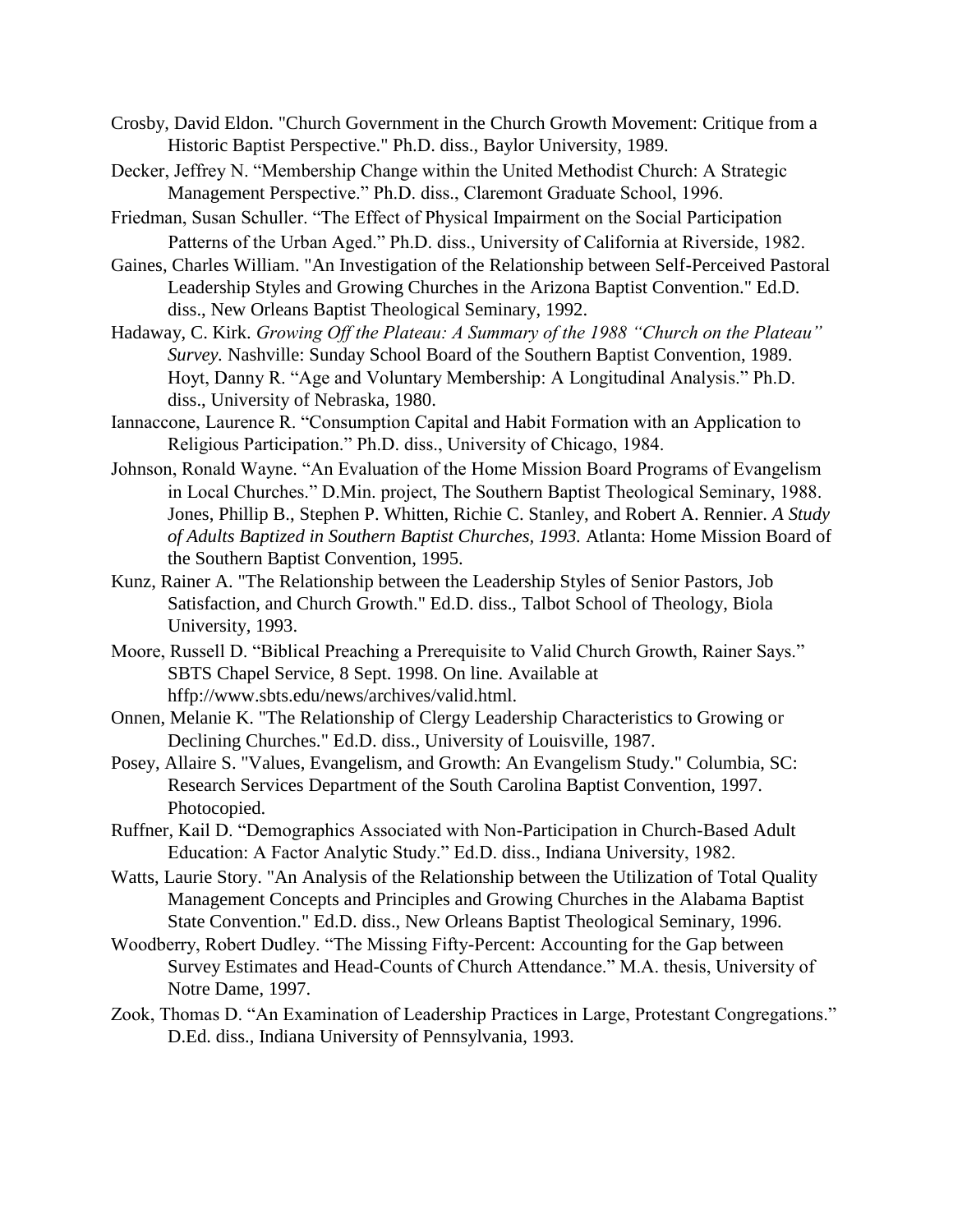Crosby, David Eldon. "Church Government in the Church Growth Movement: Critique from a Historic Baptist Perspective." Ph.D. diss., Baylor University, 1989.

Decker, Jeffrey N. "Membership Change within the United Methodist Church: A Strategic Management Perspective." Ph.D. diss., Claremont Graduate School, 1996.

Friedman, Susan Schuller. "The Effect of Physical Impairment on the Social Participation Patterns of the Urban Aged." Ph.D. diss., University of California at Riverside, 1982.

Gaines, Charles William. "An Investigation of the Relationship between Self-Perceived Pastoral Leadership Styles and Growing Churches in the Arizona Baptist Convention." Ed.D. diss., New Orleans Baptist Theological Seminary, 1992.

Hadaway, C. Kirk. *Growing Off the Plateau: A Summary of the 1988 "Church on the Plateau" Survey.* Nashville: Sunday School Board of the Southern Baptist Convention, 1989.

Hoyt, Danny R. "Age and Voluntary Membership: A Longitudinal Analysis." Ph.D. diss., University of Nebraska, 1980.

Iannaccone, Laurence R. "Consumption Capital and Habit Formation with an Application to Religious Participation." Ph.D. diss., University of Chicago, 1984.

Johnson, Ronald Wayne. "An Evaluation of the Home Mission Board Programs of Evangelism in Local Churches." D.Min. project, The Southern Baptist Theological Seminary, 1988.

Jones, Phillip B., Stephen P. Whitten, Richie C. Stanley, and Robert A. Rennier. *A Study of Adults Baptized in Southern Baptist Churches, 1993.* Atlanta: Home Mission Board of the Southern Baptist Convention, 1995.

Kunz, Rainer A. "The Relationship between the Leadership Styles of Senior Pastors, Job Satisfaction, and Church Growth." Ed.D. diss., Talbot School of Theology, Biola University, 1993.

Moore, Russell D. "Biblical Preaching a Prerequisite to Valid Church Growth, Rainer Says." SBTS Chapel Service, 8 Sept. 1998. On line. Available at hffp://www.sbts.edu/news/archives/valid.html.

Onnen, Melanie K. "The Relationship of Clergy Leadership Characteristics to Growing or Declining Churches." Ed.D. diss., University of Louisville, 1987.

Posey, Allaire S. "Values, Evangelism, and Growth: An Evangelism Study." Columbia, SC: Research Services Department of the South Carolina Baptist Convention, 1997. Photocopied.

Ruffner, Kail D. "Demographics Associated with Non-Participation in Church-Based Adult Education: A Factor Analytic Study." Ed.D. diss., Indiana University, 1982.

Watts, Laurie Story. "An Analysis of the Relationship between the Utilization of Total Quality Management Concepts and Principles and Growing Churches in the Alabama Baptist State Convention." Ed.D. diss., New Orleans Baptist Theological Seminary, 1996.

Woodberry, Robert Dudley. "The Missing Fifty-Percent: Accounting for the Gap between Survey Estimates and Head-Counts of Church Attendance." M.A. thesis, University of Notre Dame, 1997.

Zook, Thomas D. "An Examination of Leadership Practices in Large, Protestant Congregations." D.Ed. diss., Indiana University of Pennsylvania, 1993.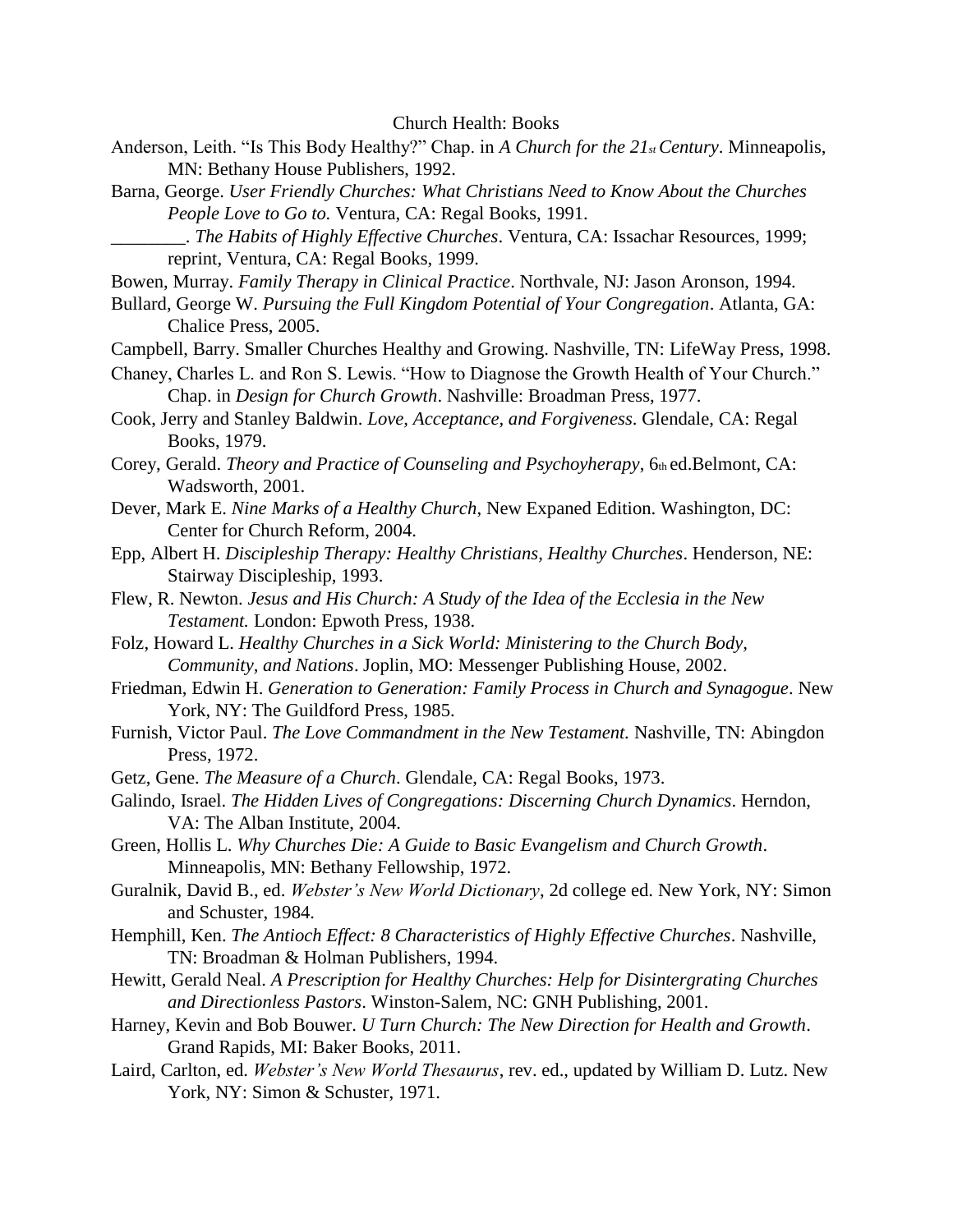Church Health: Books

Anderson, Leith. "Is This Body Healthy?" Chap. in *A Church for the 21st Century*. Minneapolis, MN: Bethany House Publishers, 1992.

Barna, George. *User Friendly Churches: What Christians Need to Know About the Churches People Love to Go to.* Ventura, CA: Regal Books, 1991.

________. *The Habits of Highly Effective Churches*. Ventura, CA: Issachar Resources, 1999; reprint, Ventura, CA: Regal Books, 1999.

Bowen, Murray. *Family Therapy in Clinical Practice*. Northvale, NJ: Jason Aronson, 1994.

Bullard, George W. *Pursuing the Full Kingdom Potential of Your Congregation*. Atlanta, GA: Chalice Press, 2005.

Campbell, Barry. Smaller Churches Healthy and Growing. Nashville, TN: LifeWay Press, 1998.

Chaney, Charles L. and Ron S. Lewis. "How to Diagnose the Growth Health of Your Church." Chap. in *Design for Church Growth*. Nashville: Broadman Press, 1977.

Cook, Jerry and Stanley Baldwin. *Love, Acceptance, and Forgiveness*. Glendale, CA: Regal Books, 1979.

Corey, Gerald. *Theory and Practice of Counseling and Psychoyherapy*, 6th ed.Belmont, CA: Wadsworth, 2001.

Dever, Mark E. *Nine Marks of a Healthy Church*, New Expaned Edition. Washington, DC: Center for Church Reform, 2004.

Epp, Albert H. *Discipleship Therapy: Healthy Christians, Healthy Churches*. Henderson, NE: Stairway Discipleship, 1993.

Flew, R. Newton. *Jesus and His Church: A Study of the Idea of the Ecclesia in the New Testament.* London: Epwoth Press, 1938.

Folz, Howard L. *Healthy Churches in a Sick World: Ministering to the Church Body, Community, and Nations*. Joplin, MO: Messenger Publishing House, 2002.

Friedman, Edwin H. *Generation to Generation: Family Process in Church and Synagogue*. New York, NY: The Guildford Press, 1985.

Furnish, Victor Paul. *The Love Commandment in the New Testament.* Nashville, TN: Abingdon Press, 1972.

Getz, Gene. *The Measure of a Church*. Glendale, CA: Regal Books, 1973.

Galindo, Israel. *The Hidden Lives of Congregations: Discerning Church Dynamics*. Herndon, VA: The Alban Institute, 2004.

Green, Hollis L. *Why Churches Die: A Guide to Basic Evangelism and Church Growth*. Minneapolis, MN: Bethany Fellowship, 1972.

Guralnik, David B., ed. *Webster's New World Dictionary*, 2d college ed. New York, NY: Simon and Schuster, 1984.

Hemphill, Ken. *The Antioch Effect: 8 Characteristics of Highly Effective Churches*. Nashville, TN: Broadman & Holman Publishers, 1994.

Hewitt, Gerald Neal. *A Prescription for Healthy Churches: Help for Disintergrating Churches and Directionless Pastors*. Winston-Salem, NC: GNH Publishing, 2001.

Harney, Kevin and Bob Bouwer. *U Turn Church: The New Direction for Health and Growth*. Grand Rapids, MI: Baker Books, 2011.

Laird, Carlton, ed. *Webster's New World Thesaurus*, rev. ed., updated by William D. Lutz. New York, NY: Simon & Schuster, 1971.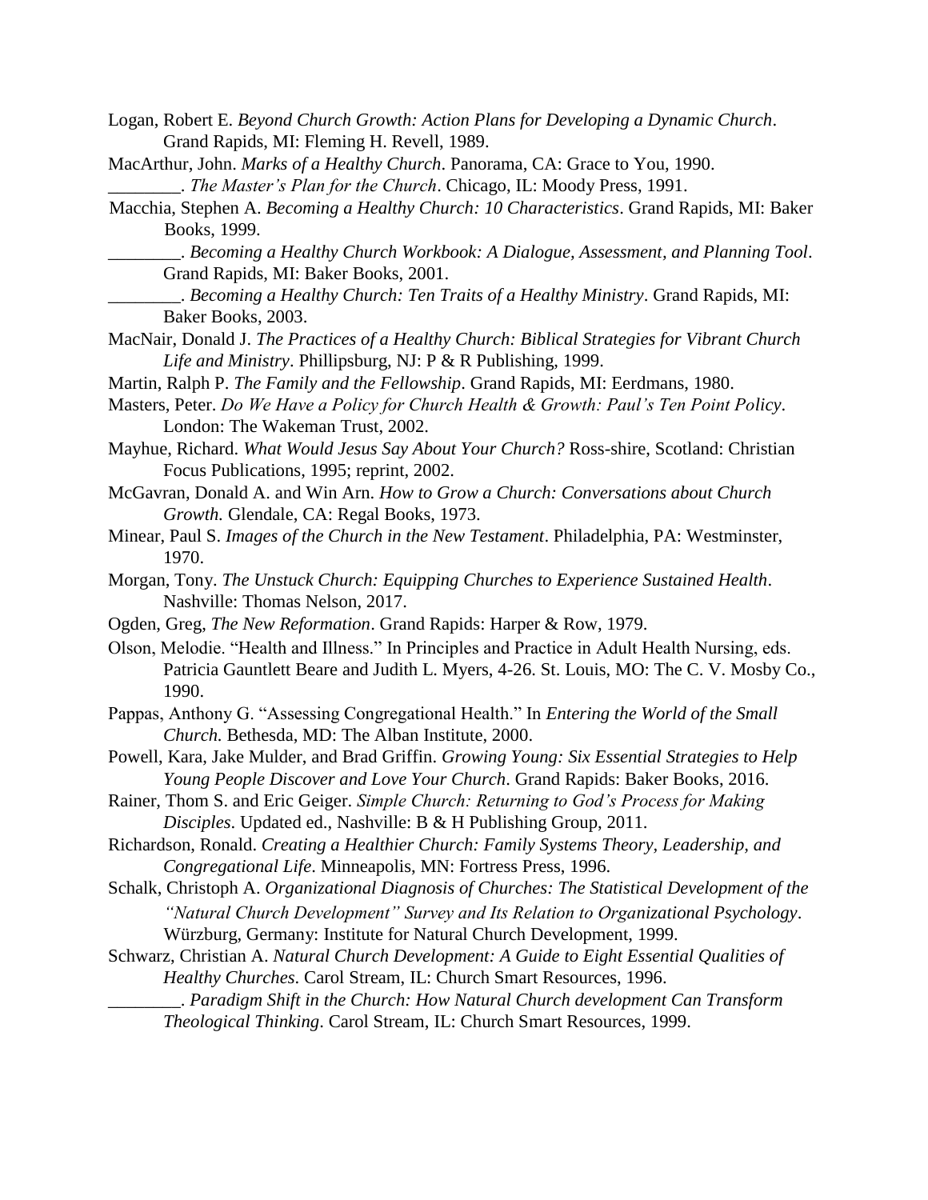Logan, Robert E. *Beyond Church Growth: Action Plans for Developing a Dynamic Church*. Grand Rapids, MI: Fleming H. Revell, 1989.

MacArthur, John. *Marks of a Healthy Church*. Panorama, CA: Grace to You, 1990.

________. *The Master's Plan for the Church*. Chicago, IL: Moody Press, 1991.

Macchia, Stephen A. *Becoming a Healthy Church: 10 Characteristics*. Grand Rapids, MI: Baker Books, 1999.

________. *Becoming a Healthy Church Workbook: A Dialogue, Assessment, and Planning Tool*. Grand Rapids, MI: Baker Books, 2001.

________. *Becoming a Healthy Church: Ten Traits of a Healthy Ministry*. Grand Rapids, MI: Baker Books, 2003.

MacNair, Donald J. *The Practices of a Healthy Church: Biblical Strategies for Vibrant Church Life and Ministry*. Phillipsburg, NJ: P & R Publishing, 1999.

Martin, Ralph P. *The Family and the Fellowship*. Grand Rapids, MI: Eerdmans, 1980.

Masters, Peter. *Do We Have a Policy for Church Health & Growth: Paul's Ten Point Policy*. London: The Wakeman Trust, 2002.

Mayhue, Richard. *What Would Jesus Say About Your Church?* Ross-shire, Scotland: Christian Focus Publications, 1995; reprint, 2002.

McGavran, Donald A. and Win Arn. *How to Grow a Church: Conversations about Church Growth.* Glendale, CA: Regal Books, 1973.

Minear, Paul S. *Images of the Church in the New Testament*. Philadelphia, PA: Westminster, 1970.

Morgan, Tony. *The Unstuck Church: Equipping Churches to Experience Sustained Health*. Nashville: Thomas Nelson, 2017.

Ogden, Greg, *The New Reformation*. Grand Rapids: Harper & Row, 1979.

Olson, Melodie. "Health and Illness." In Principles and Practice in Adult Health Nursing, eds. Patricia Gauntlett Beare and Judith L. Myers, 4-26. St. Louis, MO: The C. V. Mosby Co., 1990.

Pappas, Anthony G. "Assessing Congregational Health." In *Entering the World of the Small Church.* Bethesda, MD: The Alban Institute, 2000.

Powell, Kara, Jake Mulder, and Brad Griffin. *Growing Young: Six Essential Strategies to Help Young People Discover and Love Your Church*. Grand Rapids: Baker Books, 2016.

Rainer, Thom S. and Eric Geiger. *Simple Church: Returning to God's Process for Making Disciples*. Updated ed., Nashville: B & H Publishing Group, 2011.

Richardson, Ronald. *Creating a Healthier Church: Family Systems Theory, Leadership, and Congregational Life*. Minneapolis, MN: Fortress Press, 1996.

Schalk, Christoph A. *Organizational Diagnosis of Churches: The Statistical Development of the "Natural Church Development" Survey and Its Relation to Organizational Psychology*. Würzburg, Germany: Institute for Natural Church Development, 1999.

Schwarz, Christian A. *Natural Church Development: A Guide to Eight Essential Qualities of Healthy Churches*. Carol Stream, IL: Church Smart Resources, 1996.

________. *Paradigm Shift in the Church: How Natural Church development Can Transform Theological Thinking*. Carol Stream, IL: Church Smart Resources, 1999.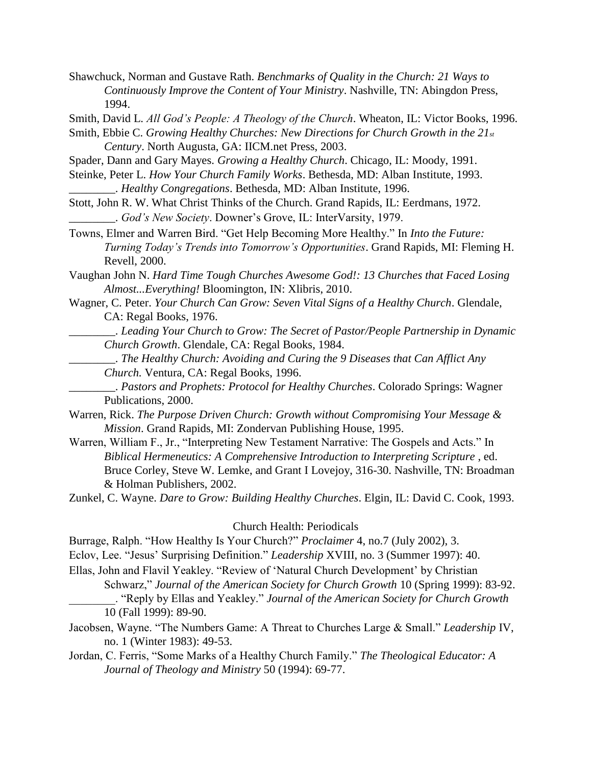Shawchuck, Norman and Gustave Rath. *Benchmarks of Quality in the Church: 21 Ways to Continuously Improve the Content of Your Ministry*. Nashville, TN: Abingdon Press, 1994.

Smith, David L. *All God's People: A Theology of the Church*. Wheaton, IL: Victor Books, 1996.

Smith, Ebbie C. *Growing Healthy Churches: New Directions for Church Growth in the 21st Century*. North Augusta, GA: IICM.net Press, 2003.

Spader, Dann and Gary Mayes. *Growing a Healthy Church*. Chicago, IL: Moody, 1991.

Steinke, Peter L. *How Your Church Family Works*. Bethesda, MD: Alban Institute, 1993.

________. *Healthy Congregations*. Bethesda, MD: Alban Institute, 1996.

Stott, John R. W. What Christ Thinks of the Church. Grand Rapids, IL: Eerdmans, 1972.

________. *God's New Society*. Downer's Grove, IL: InterVarsity, 1979.

Towns, Elmer and Warren Bird. "Get Help Becoming More Healthy." In *Into the Future: Turning Today's Trends into Tomorrow's Opportunities*. Grand Rapids, MI: Fleming H. Revell, 2000.

Vaughan John N. *Hard Time Tough Churches Awesome God!: 13 Churches that Faced Losing Almost...Everything!* Bloomington, IN: Xlibris, 2010.

Wagner, C. Peter. *Your Church Can Grow: Seven Vital Signs of a Healthy Church*. Glendale, CA: Regal Books, 1976.

________. *Leading Your Church to Grow: The Secret of Pastor/People Partnership in Dynamic Church Growth*. Glendale, CA: Regal Books, 1984.

________. *The Healthy Church: Avoiding and Curing the 9 Diseases that Can Afflict Any Church.* Ventura, CA: Regal Books, 1996.

________. *Pastors and Prophets: Protocol for Healthy Churches*. Colorado Springs: Wagner Publications, 2000.

Warren, Rick. *The Purpose Driven Church: Growth without Compromising Your Message & Mission*. Grand Rapids, MI: Zondervan Publishing House, 1995.

Warren, William F., Jr., "Interpreting New Testament Narrative: The Gospels and Acts." In *Biblical Hermeneutics: A Comprehensive Introduction to Interpreting Scripture* , ed. Bruce Corley, Steve W. Lemke, and Grant I Lovejoy, 316-30. Nashville, TN: Broadman & Holman Publishers, 2002.

Zunkel, C. Wayne. *Dare to Grow: Building Healthy Churches*. Elgin, IL: David C. Cook, 1993.

## Church Health: Periodicals

Burrage, Ralph. "How Healthy Is Your Church?" *Proclaimer* 4, no.7 (July 2002), 3.

Eclov, Lee. "Jesus' Surprising Definition." *Leadership* XVIII, no. 3 (Summer 1997): 40.

Ellas, John and Flavil Yeakley. "Review of 'Natural Church Development' by Christian Schwarz," *Journal of the American Society for Church Growth* 10 (Spring 1999): 83-92.

________. "Reply by Ellas and Yeakley." *Journal of the American Society for Church Growth* 10 (Fall 1999): 89-90.

Jacobsen, Wayne. "The Numbers Game: A Threat to Churches Large & Small." *Leadership* IV, no. 1 (Winter 1983): 49-53.

Jordan, C. Ferris, "Some Marks of a Healthy Church Family." *The Theological Educator: A Journal of Theology and Ministry* 50 (1994): 69-77.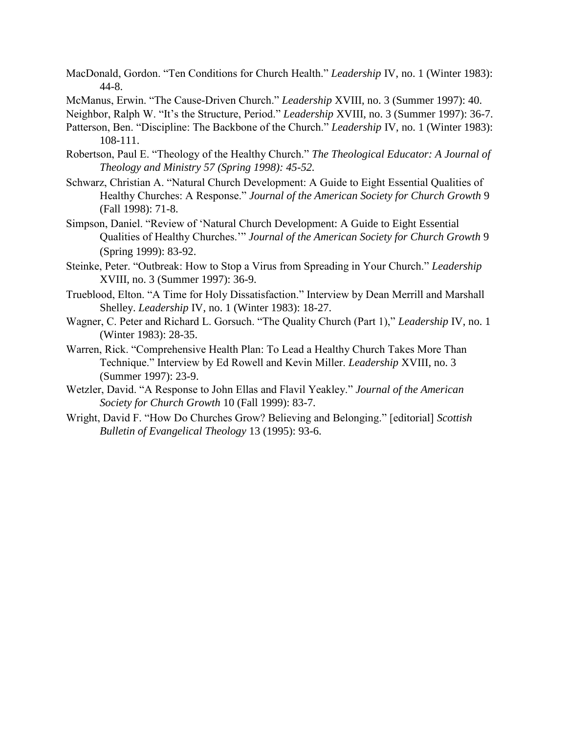MacDonald, Gordon. "Ten Conditions for Church Health." *Leadership* IV, no. 1 (Winter 1983): 44-8.

McManus, Erwin. "The Cause-Driven Church." *Leadership* XVIII, no. 3 (Summer 1997): 40.

Neighbor, Ralph W. "It's the Structure, Period." *Leadership* XVIII, no. 3 (Summer 1997): 36-7.

Patterson, Ben. "Discipline: The Backbone of the Church." *Leadership* IV, no. 1 (Winter 1983): 108-111.

Robertson, Paul E. "Theology of the Healthy Church." *The Theological Educator: A Journal of Theology and Ministry 57 (Spring 1998): 45-52.*

Schwarz, Christian A. "Natural Church Development: A Guide to Eight Essential Qualities of Healthy Churches: A Response." *Journal of the American Society for Church Growth* 9 (Fall 1998): 71-8.

Simpson, Daniel. "Review of 'Natural Church Development: A Guide to Eight Essential Qualities of Healthy Churches.'" *Journal of the American Society for Church Growth* 9 (Spring 1999): 83-92.

Steinke, Peter. "Outbreak: How to Stop a Virus from Spreading in Your Church." *Leadership* XVIII, no. 3 (Summer 1997): 36-9.

Trueblood, Elton. "A Time for Holy Dissatisfaction." Interview by Dean Merrill and Marshall Shelley. *Leadership* IV, no. 1 (Winter 1983): 18-27.

Wagner, C. Peter and Richard L. Gorsuch. "The Quality Church (Part 1)," *Leadership* IV, no. 1 (Winter 1983): 28-35.

Warren, Rick. "Comprehensive Health Plan: To Lead a Healthy Church Takes More Than Technique." Interview by Ed Rowell and Kevin Miller. *Leadership* XVIII, no. 3 (Summer 1997): 23-9.

Wetzler, David. "A Response to John Ellas and Flavil Yeakley." *Journal of the American Society for Church Growth* 10 (Fall 1999): 83-7.

Wright, David F. "How Do Churches Grow? Believing and Belonging." [editorial] *Scottish Bulletin of Evangelical Theology* 13 (1995): 93-6.